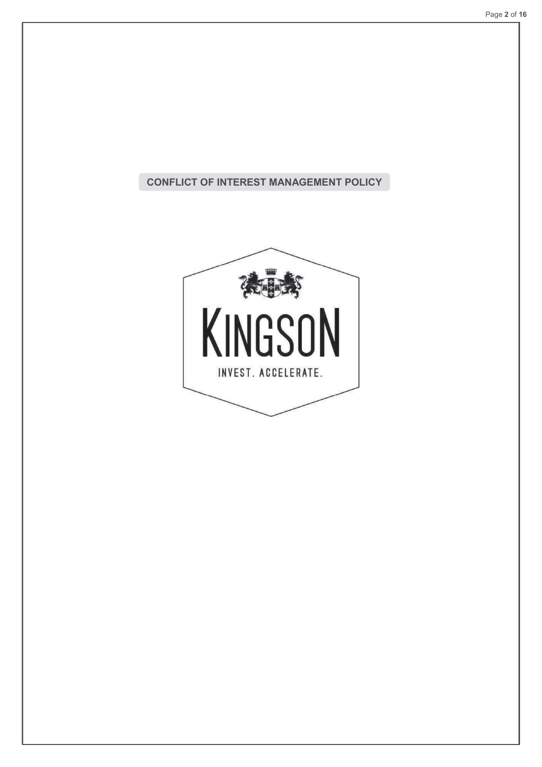# CONFLICT OF INTEREST MANAGEMENT POLICY

KINGSON

INVEST. ACCELERATE.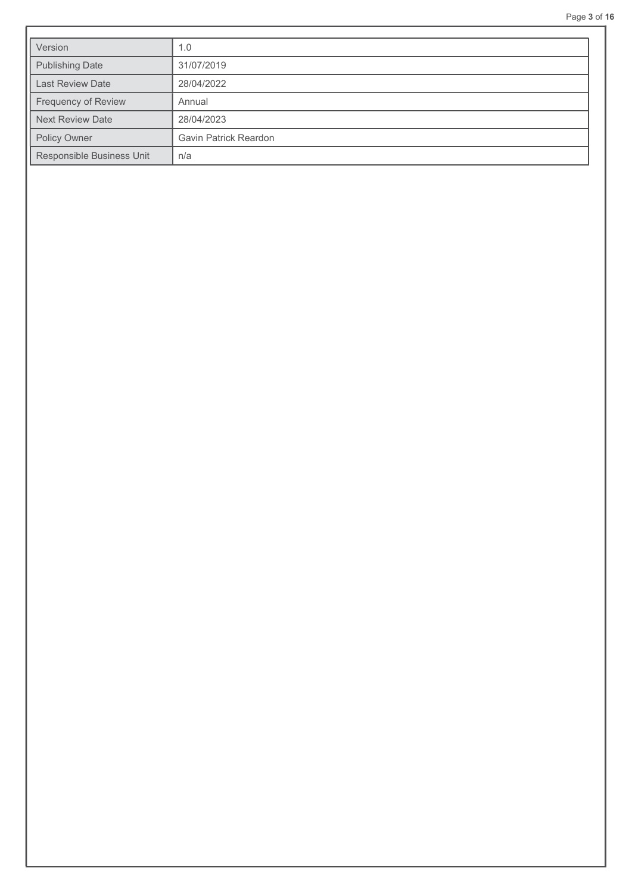| Version | 1.0 |
| --- | --- |
| Publishing Date | 31/07/2019 |
| Last Review Date | 28/04/2022 |
| Frequency of Review | Annual |
| Next Review Date | 28/04/2023 |
| Policy Owner | Gavin Patrick Reardon |
| Responsible Business Unit | n/a |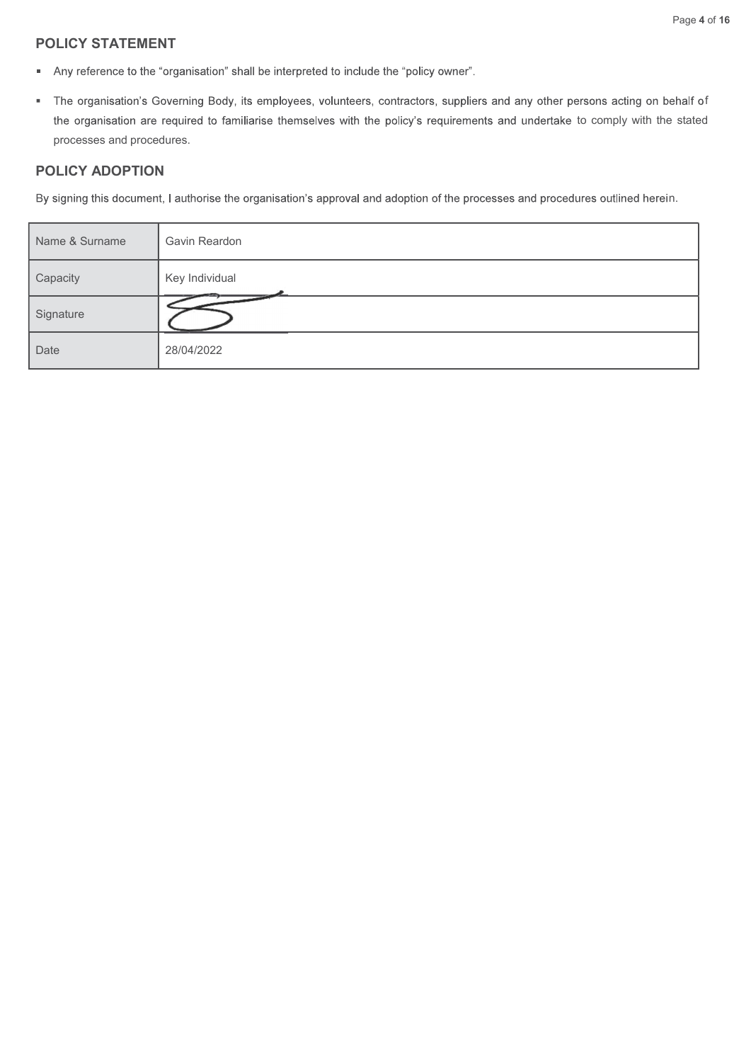## POLICY STATEMENT

- Any reference to the "organisation" shall be interpreted to include the "policy owner".
- The organisation's Governing Body, its employees, volunteers, contractors, suppliers and any other persons acting on behalf of the organisation are required to familiarise themselves with the policy's requirements and undertake to comply with the stated processes and procedures.

## POLICY ADOPTION

By signing this document, I authorise the organisation's approval and adoption of the processes and procedures outlined herein.

| Name & Surname | Gavin Reardon |
|---|---|
| Capacity | Key Individual |
| Signature | |
| Date | 28/04/2022 |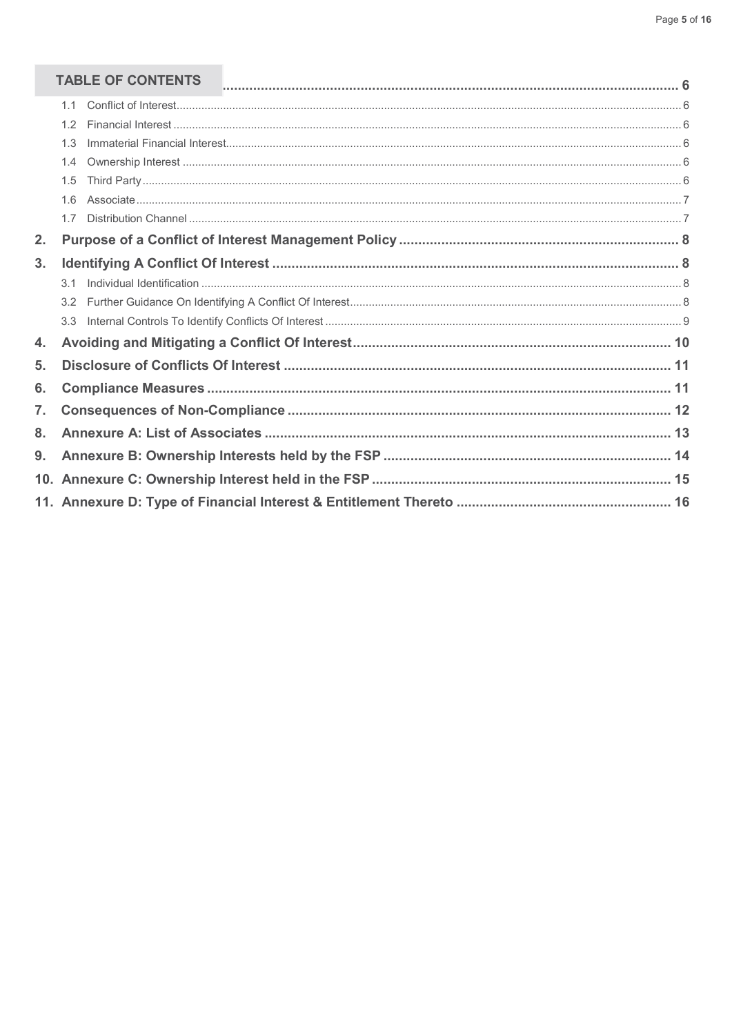## TABLE OF CONTENTS

- TABLE OF CONTENTS ....... 6
  - 1.1 Conflict of Interest ....... 6
  - 1.2 Financial Interest ....... 6
  - 1.3 Immaterial Financial Interest ....... 6
  - 1.4 Ownership Interest ....... 6
  - 1.5 Third Party ....... 6
  - 1.6 Associate ....... 7
  - 1.7 Distribution Channel ....... 7
- **2. Purpose of a Conflict of Interest Management Policy ....... 8**
- **3. Identifying A Conflict Of Interest ....... 8**
  - 3.1 Individual Identification ....... 8
  - 3.2 Further Guidance On Identifying A Conflict Of Interest ....... 8
  - 3.3 Internal Controls To Identify Conflicts Of Interest ....... 9
- **4. Avoiding and Mitigating a Conflict Of Interest ....... 10**
- **5. Disclosure of Conflicts Of Interest ....... 11**
- **6. Compliance Measures ....... 11**
- **7. Consequences of Non-Compliance ....... 12**
- **8. Annexure A: List of Associates ....... 13**
- **9. Annexure B: Ownership Interests held by the FSP ....... 14**
- **10. Annexure C: Ownership Interest held in the FSP ....... 15**
- **11. Annexure D: Type of Financial Interest & Entitlement Thereto ....... 16**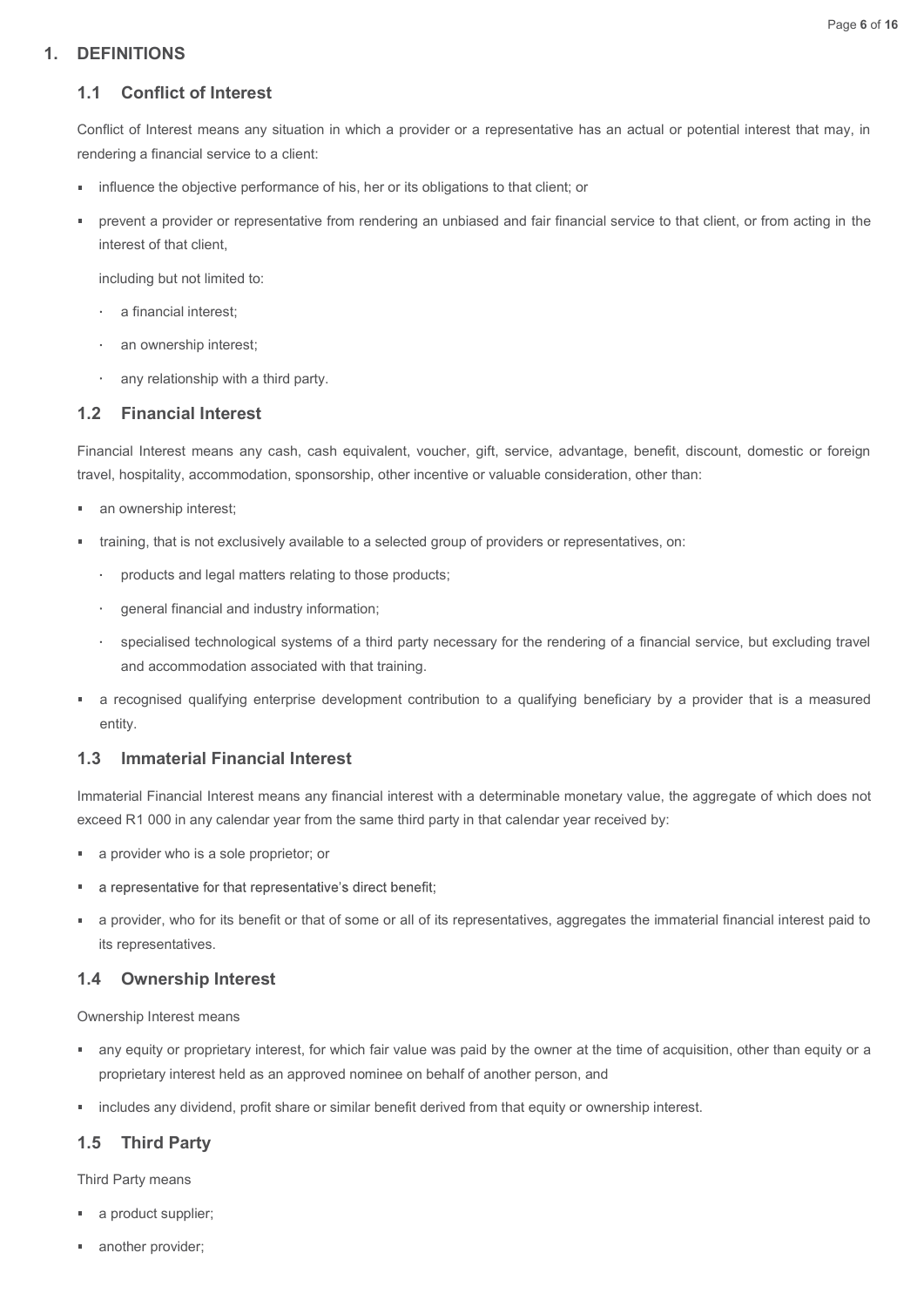# 1. DEFINITIONS

## 1.1 Conflict of Interest

Conflict of Interest means any situation in which a provider or a representative has an actual or potential interest that may, in rendering a financial service to a client:

- influence the objective performance of his, her or its obligations to that client; or
- prevent a provider or representative from rendering an unbiased and fair financial service to that client, or from acting in the interest of that client,

  including but not limited to:

  - a financial interest;
  - an ownership interest;
  - any relationship with a third party.

## 1.2 Financial Interest

Financial Interest means any cash, cash equivalent, voucher, gift, service, advantage, benefit, discount, domestic or foreign travel, hospitality, accommodation, sponsorship, other incentive or valuable consideration, other than:

- an ownership interest;
- training, that is not exclusively available to a selected group of providers or representatives, on:
  - products and legal matters relating to those products;
  - general financial and industry information;
  - specialised technological systems of a third party necessary for the rendering of a financial service, but excluding travel and accommodation associated with that training.
- a recognised qualifying enterprise development contribution to a qualifying beneficiary by a provider that is a measured entity.

## 1.3 Immaterial Financial Interest

Immaterial Financial Interest means any financial interest with a determinable monetary value, the aggregate of which does not exceed R1 000 in any calendar year from the same third party in that calendar year received by:

- a provider who is a sole proprietor; or
- a representative for that representative's direct benefit;
- a provider, who for its benefit or that of some or all of its representatives, aggregates the immaterial financial interest paid to its representatives.

## 1.4 Ownership Interest

Ownership Interest means

- any equity or proprietary interest, for which fair value was paid by the owner at the time of acquisition, other than equity or a proprietary interest held as an approved nominee on behalf of another person, and
- includes any dividend, profit share or similar benefit derived from that equity or ownership interest.

## 1.5 Third Party

Third Party means

- a product supplier;
- another provider;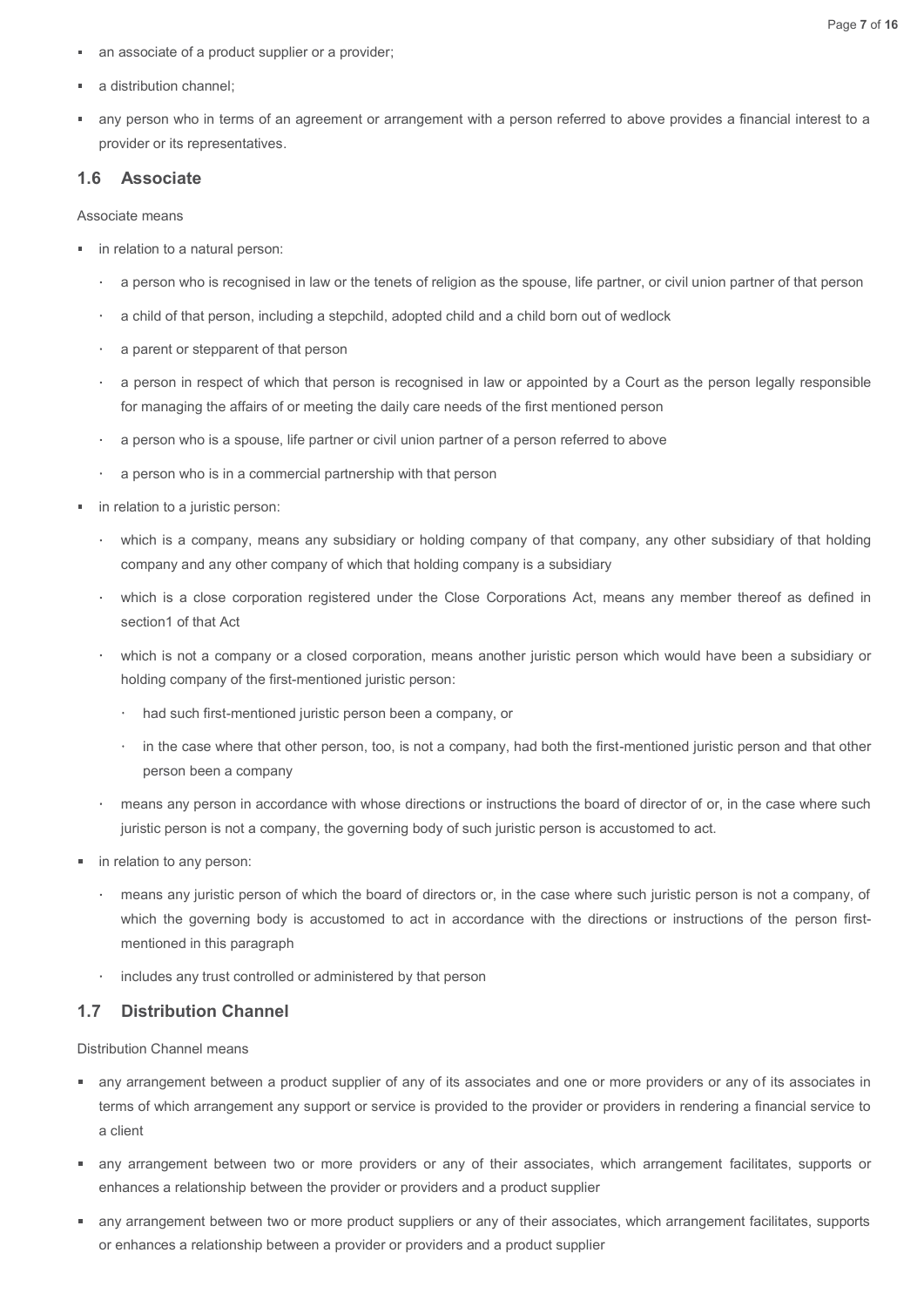- an associate of a product supplier or a provider;
- a distribution channel;
- any person who in terms of an agreement or arrangement with a person referred to above provides a financial interest to a provider or its representatives.

### 1.6 Associate

Associate means

- in relation to a natural person:
  - a person who is recognised in law or the tenets of religion as the spouse, life partner, or civil union partner of that person
  - a child of that person, including a stepchild, adopted child and a child born out of wedlock
  - a parent or stepparent of that person
  - a person in respect of which that person is recognised in law or appointed by a Court as the person legally responsible for managing the affairs of or meeting the daily care needs of the first mentioned person
  - a person who is a spouse, life partner or civil union partner of a person referred to above
  - a person who is in a commercial partnership with that person
- in relation to a juristic person:
  - which is a company, means any subsidiary or holding company of that company, any other subsidiary of that holding company and any other company of which that holding company is a subsidiary
  - which is a close corporation registered under the Close Corporations Act, means any member thereof as defined in section1 of that Act
  - which is not a company or a closed corporation, means another juristic person which would have been a subsidiary or holding company of the first-mentioned juristic person:
    - had such first-mentioned juristic person been a company, or
    - in the case where that other person, too, is not a company, had both the first-mentioned juristic person and that other person been a company
  - means any person in accordance with whose directions or instructions the board of director of or, in the case where such juristic person is not a company, the governing body of such juristic person is accustomed to act.
- in relation to any person:
  - means any juristic person of which the board of directors or, in the case where such juristic person is not a company, of which the governing body is accustomed to act in accordance with the directions or instructions of the person first-mentioned in this paragraph
  - includes any trust controlled or administered by that person

### 1.7 Distribution Channel

Distribution Channel means

- any arrangement between a product supplier of any of its associates and one or more providers or any of its associates in terms of which arrangement any support or service is provided to the provider or providers in rendering a financial service to a client
- any arrangement between two or more providers or any of their associates, which arrangement facilitates, supports or enhances a relationship between the provider or providers and a product supplier
- any arrangement between two or more product suppliers or any of their associates, which arrangement facilitates, supports or enhances a relationship between a provider or providers and a product supplier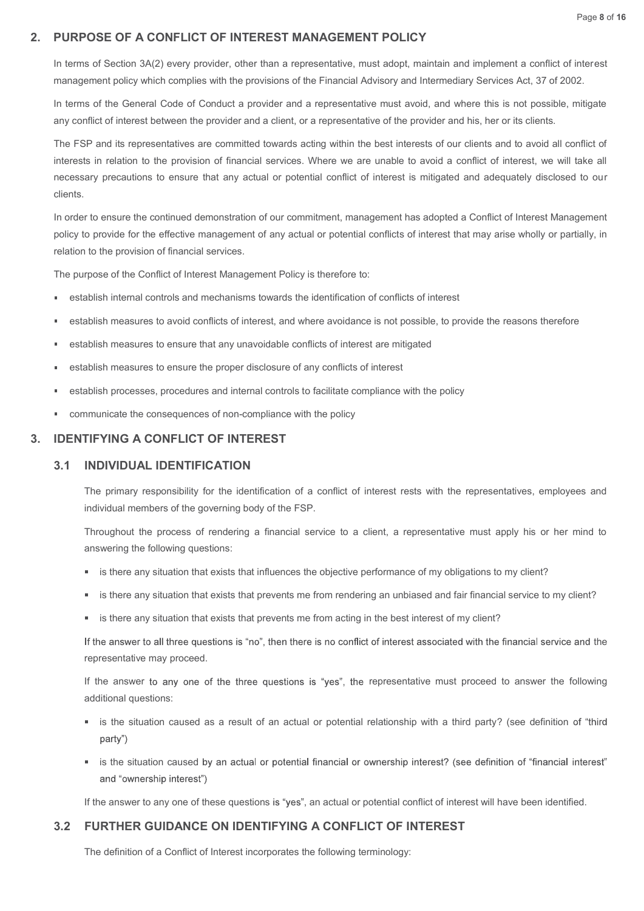## 2. PURPOSE OF A CONFLICT OF INTEREST MANAGEMENT POLICY

In terms of Section 3A(2) every provider, other than a representative, must adopt, maintain and implement a conflict of interest management policy which complies with the provisions of the Financial Advisory and Intermediary Services Act, 37 of 2002.

In terms of the General Code of Conduct a provider and a representative must avoid, and where this is not possible, mitigate any conflict of interest between the provider and a client, or a representative of the provider and his, her or its clients.

The FSP and its representatives are committed towards acting within the best interests of our clients and to avoid all conflict of interests in relation to the provision of financial services. Where we are unable to avoid a conflict of interest, we will take all necessary precautions to ensure that any actual or potential conflict of interest is mitigated and adequately disclosed to our clients.

In order to ensure the continued demonstration of our commitment, management has adopted a Conflict of Interest Management policy to provide for the effective management of any actual or potential conflicts of interest that may arise wholly or partially, in relation to the provision of financial services.

The purpose of the Conflict of Interest Management Policy is therefore to:

- establish internal controls and mechanisms towards the identification of conflicts of interest
- establish measures to avoid conflicts of interest, and where avoidance is not possible, to provide the reasons therefore
- establish measures to ensure that any unavoidable conflicts of interest are mitigated
- establish measures to ensure the proper disclosure of any conflicts of interest
- establish processes, procedures and internal controls to facilitate compliance with the policy
- communicate the consequences of non-compliance with the policy

## 3. IDENTIFYING A CONFLICT OF INTEREST

### 3.1 INDIVIDUAL IDENTIFICATION

The primary responsibility for the identification of a conflict of interest rests with the representatives, employees and individual members of the governing body of the FSP.

Throughout the process of rendering a financial service to a client, a representative must apply his or her mind to answering the following questions:

- is there any situation that exists that influences the objective performance of my obligations to my client?
- is there any situation that exists that prevents me from rendering an unbiased and fair financial service to my client?
- is there any situation that exists that prevents me from acting in the best interest of my client?

If the answer to all three questions is "no", then there is no conflict of interest associated with the financial service and the representative may proceed.

If the answer to any one of the three questions is "yes", the representative must proceed to answer the following additional questions:

- is the situation caused as a result of an actual or potential relationship with a third party? (see definition of "third party")
- is the situation caused by an actual or potential financial or ownership interest? (see definition of "financial interest" and "ownership interest")

If the answer to any one of these questions is "yes", an actual or potential conflict of interest will have been identified.

### 3.2 FURTHER GUIDANCE ON IDENTIFYING A CONFLICT OF INTEREST

The definition of a Conflict of Interest incorporates the following terminology: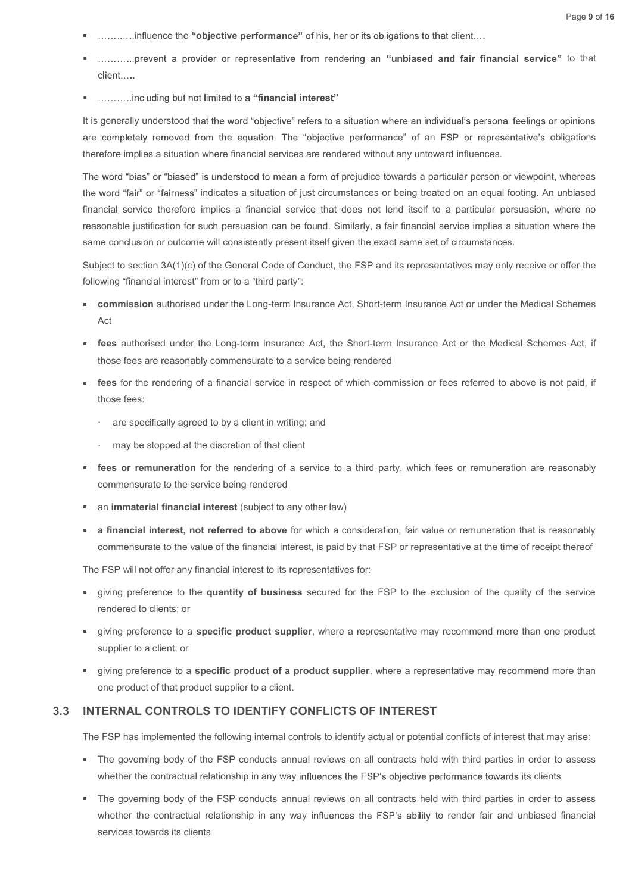- …………influence the **"objective performance"** of his, her or its obligations to that client….
- ………..prevent a provider or representative from rendering an **"unbiased and fair financial service"** to that client…..
- ……….including but not limited to a **"financial interest"**

It is generally understood that the word "objective" refers to a situation where an individual's personal feelings or opinions are completely removed from the equation. The "objective performance" of an FSP or representative's obligations therefore implies a situation where financial services are rendered without any untoward influences.

The word "bias" or "biased" is understood to mean a form of prejudice towards a particular person or viewpoint, whereas the word "fair" or "fairness" indicates a situation of just circumstances or being treated on an equal footing. An unbiased financial service therefore implies a financial service that does not lend itself to a particular persuasion, where no reasonable justification for such persuasion can be found. Similarly, a fair financial service implies a situation where the same conclusion or outcome will consistently present itself given the exact same set of circumstances.

Subject to section 3A(1)(c) of the General Code of Conduct, the FSP and its representatives may only receive or offer the following "financial interest" from or to a "third party":

- **commission** authorised under the Long-term Insurance Act, Short-term Insurance Act or under the Medical Schemes Act
- **fees** authorised under the Long-term Insurance Act, the Short-term Insurance Act or the Medical Schemes Act, if those fees are reasonably commensurate to a service being rendered
- **fees** for the rendering of a financial service in respect of which commission or fees referred to above is not paid, if those fees:
  - are specifically agreed to by a client in writing; and
  - may be stopped at the discretion of that client
- **fees or remuneration** for the rendering of a service to a third party, which fees or remuneration are reasonably commensurate to the service being rendered
- an **immaterial financial interest** (subject to any other law)
- **a financial interest, not referred to above** for which a consideration, fair value or remuneration that is reasonably commensurate to the value of the financial interest, is paid by that FSP or representative at the time of receipt thereof

The FSP will not offer any financial interest to its representatives for:

- giving preference to the **quantity of business** secured for the FSP to the exclusion of the quality of the service rendered to clients; or
- giving preference to a **specific product supplier**, where a representative may recommend more than one product supplier to a client; or
- giving preference to a **specific product of a product supplier**, where a representative may recommend more than one product of that product supplier to a client.

## 3.3 INTERNAL CONTROLS TO IDENTIFY CONFLICTS OF INTEREST

The FSP has implemented the following internal controls to identify actual or potential conflicts of interest that may arise:

- The governing body of the FSP conducts annual reviews on all contracts held with third parties in order to assess whether the contractual relationship in any way influences the FSP's objective performance towards its clients
- The governing body of the FSP conducts annual reviews on all contracts held with third parties in order to assess whether the contractual relationship in any way influences the FSP's ability to render fair and unbiased financial services towards its clients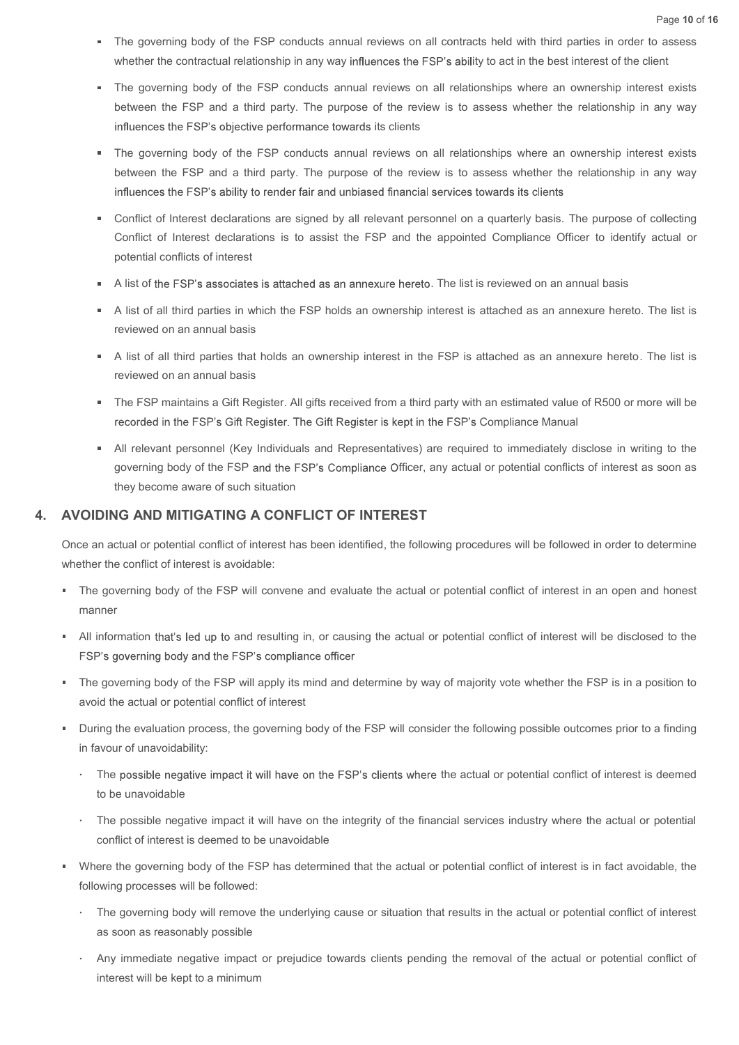- The governing body of the FSP conducts annual reviews on all contracts held with third parties in order to assess whether the contractual relationship in any way influences the FSP's ability to act in the best interest of the client
- The governing body of the FSP conducts annual reviews on all relationships where an ownership interest exists between the FSP and a third party. The purpose of the review is to assess whether the relationship in any way influences the FSP's objective performance towards its clients
- The governing body of the FSP conducts annual reviews on all relationships where an ownership interest exists between the FSP and a third party. The purpose of the review is to assess whether the relationship in any way influences the FSP's ability to render fair and unbiased financial services towards its clients
- Conflict of Interest declarations are signed by all relevant personnel on a quarterly basis. The purpose of collecting Conflict of Interest declarations is to assist the FSP and the appointed Compliance Officer to identify actual or potential conflicts of interest
- A list of the FSP's associates is attached as an annexure hereto. The list is reviewed on an annual basis
- A list of all third parties in which the FSP holds an ownership interest is attached as an annexure hereto. The list is reviewed on an annual basis
- A list of all third parties that holds an ownership interest in the FSP is attached as an annexure hereto. The list is reviewed on an annual basis
- The FSP maintains a Gift Register. All gifts received from a third party with an estimated value of R500 or more will be recorded in the FSP's Gift Register. The Gift Register is kept in the FSP's Compliance Manual
- All relevant personnel (Key Individuals and Representatives) are required to immediately disclose in writing to the governing body of the FSP and the FSP's Compliance Officer, any actual or potential conflicts of interest as soon as they become aware of such situation

## 4. AVOIDING AND MITIGATING A CONFLICT OF INTEREST

Once an actual or potential conflict of interest has been identified, the following procedures will be followed in order to determine whether the conflict of interest is avoidable:

- The governing body of the FSP will convene and evaluate the actual or potential conflict of interest in an open and honest manner
- All information that's led up to and resulting in, or causing the actual or potential conflict of interest will be disclosed to the FSP's governing body and the FSP's compliance officer
- The governing body of the FSP will apply its mind and determine by way of majority vote whether the FSP is in a position to avoid the actual or potential conflict of interest
- During the evaluation process, the governing body of the FSP will consider the following possible outcomes prior to a finding in favour of unavoidability:
  - The possible negative impact it will have on the FSP's clients where the actual or potential conflict of interest is deemed to be unavoidable
  - The possible negative impact it will have on the integrity of the financial services industry where the actual or potential conflict of interest is deemed to be unavoidable
- Where the governing body of the FSP has determined that the actual or potential conflict of interest is in fact avoidable, the following processes will be followed:
  - The governing body will remove the underlying cause or situation that results in the actual or potential conflict of interest as soon as reasonably possible
  - Any immediate negative impact or prejudice towards clients pending the removal of the actual or potential conflict of interest will be kept to a minimum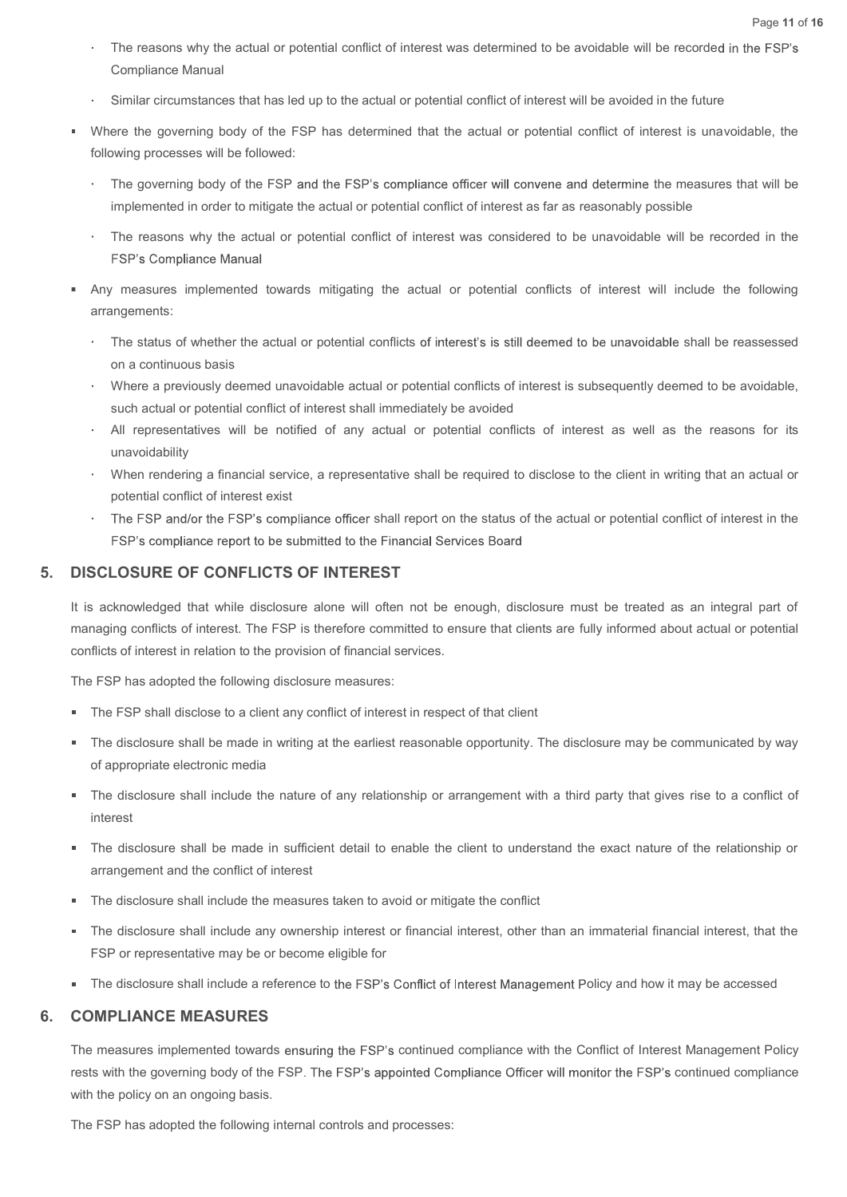- The reasons why the actual or potential conflict of interest was determined to be avoidable will be recorded in the FSP's Compliance Manual
- Similar circumstances that has led up to the actual or potential conflict of interest will be avoided in the future

- Where the governing body of the FSP has determined that the actual or potential conflict of interest is unavoidable, the following processes will be followed:
  - The governing body of the FSP and the FSP's compliance officer will convene and determine the measures that will be implemented in order to mitigate the actual or potential conflict of interest as far as reasonably possible
  - The reasons why the actual or potential conflict of interest was considered to be unavoidable will be recorded in the FSP's Compliance Manual

- Any measures implemented towards mitigating the actual or potential conflicts of interest will include the following arrangements:
  - The status of whether the actual or potential conflicts of interest's is still deemed to be unavoidable shall be reassessed on a continuous basis
  - Where a previously deemed unavoidable actual or potential conflicts of interest is subsequently deemed to be avoidable, such actual or potential conflict of interest shall immediately be avoided
  - All representatives will be notified of any actual or potential conflicts of interest as well as the reasons for its unavoidability
  - When rendering a financial service, a representative shall be required to disclose to the client in writing that an actual or potential conflict of interest exist
  - The FSP and/or the FSP's compliance officer shall report on the status of the actual or potential conflict of interest in the FSP's compliance report to be submitted to the Financial Services Board

## 5. DISCLOSURE OF CONFLICTS OF INTEREST

It is acknowledged that while disclosure alone will often not be enough, disclosure must be treated as an integral part of managing conflicts of interest. The FSP is therefore committed to ensure that clients are fully informed about actual or potential conflicts of interest in relation to the provision of financial services.

The FSP has adopted the following disclosure measures:

- The FSP shall disclose to a client any conflict of interest in respect of that client
- The disclosure shall be made in writing at the earliest reasonable opportunity. The disclosure may be communicated by way of appropriate electronic media
- The disclosure shall include the nature of any relationship or arrangement with a third party that gives rise to a conflict of interest
- The disclosure shall be made in sufficient detail to enable the client to understand the exact nature of the relationship or arrangement and the conflict of interest
- The disclosure shall include the measures taken to avoid or mitigate the conflict
- The disclosure shall include any ownership interest or financial interest, other than an immaterial financial interest, that the FSP or representative may be or become eligible for
- The disclosure shall include a reference to the FSP's Conflict of Interest Management Policy and how it may be accessed

## 6. COMPLIANCE MEASURES

The measures implemented towards ensuring the FSP's continued compliance with the Conflict of Interest Management Policy rests with the governing body of the FSP. The FSP's appointed Compliance Officer will monitor the FSP's continued compliance with the policy on an ongoing basis.

The FSP has adopted the following internal controls and processes: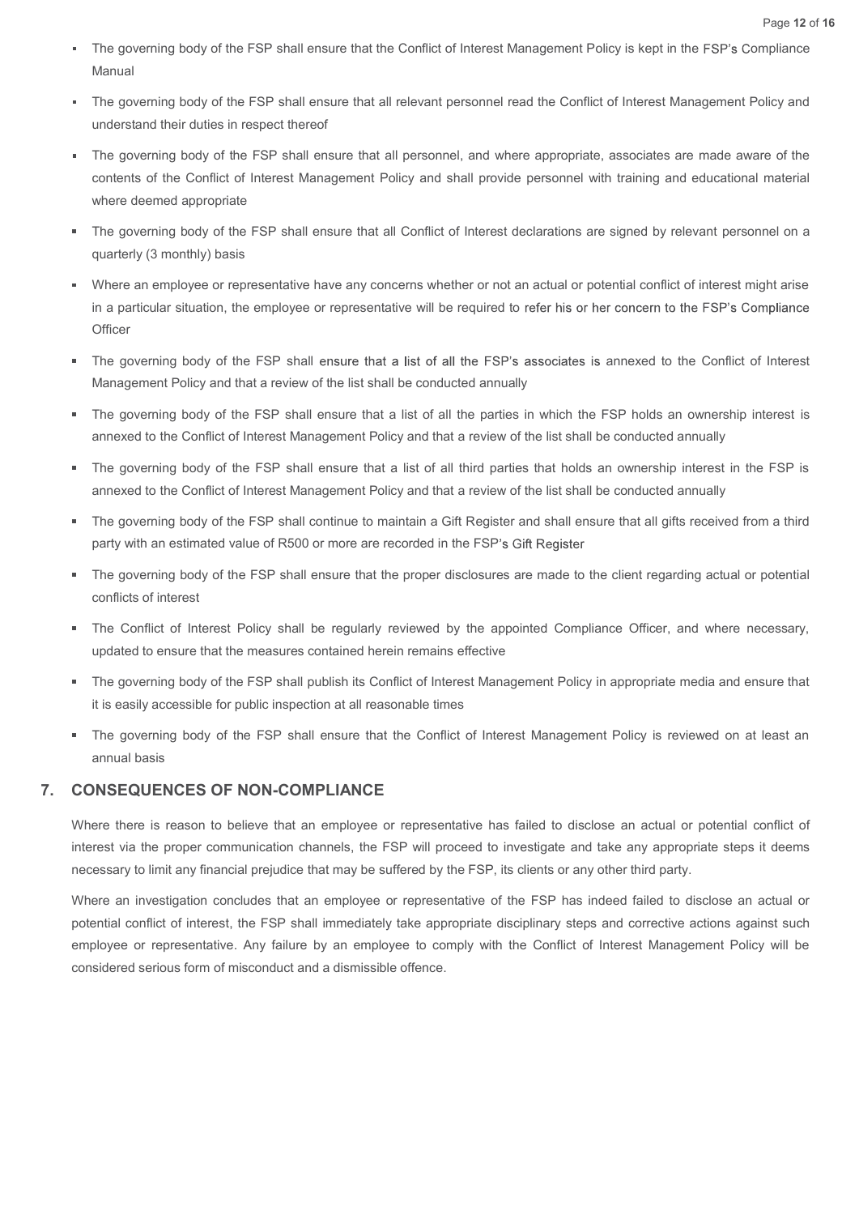- The governing body of the FSP shall ensure that the Conflict of Interest Management Policy is kept in the FSP's Compliance Manual
- The governing body of the FSP shall ensure that all relevant personnel read the Conflict of Interest Management Policy and understand their duties in respect thereof
- The governing body of the FSP shall ensure that all personnel, and where appropriate, associates are made aware of the contents of the Conflict of Interest Management Policy and shall provide personnel with training and educational material where deemed appropriate
- The governing body of the FSP shall ensure that all Conflict of Interest declarations are signed by relevant personnel on a quarterly (3 monthly) basis
- Where an employee or representative have any concerns whether or not an actual or potential conflict of interest might arise in a particular situation, the employee or representative will be required to refer his or her concern to the FSP's Compliance Officer
- The governing body of the FSP shall ensure that a list of all the FSP's associates is annexed to the Conflict of Interest Management Policy and that a review of the list shall be conducted annually
- The governing body of the FSP shall ensure that a list of all the parties in which the FSP holds an ownership interest is annexed to the Conflict of Interest Management Policy and that a review of the list shall be conducted annually
- The governing body of the FSP shall ensure that a list of all third parties that holds an ownership interest in the FSP is annexed to the Conflict of Interest Management Policy and that a review of the list shall be conducted annually
- The governing body of the FSP shall continue to maintain a Gift Register and shall ensure that all gifts received from a third party with an estimated value of R500 or more are recorded in the FSP's Gift Register
- The governing body of the FSP shall ensure that the proper disclosures are made to the client regarding actual or potential conflicts of interest
- The Conflict of Interest Policy shall be regularly reviewed by the appointed Compliance Officer, and where necessary, updated to ensure that the measures contained herein remains effective
- The governing body of the FSP shall publish its Conflict of Interest Management Policy in appropriate media and ensure that it is easily accessible for public inspection at all reasonable times
- The governing body of the FSP shall ensure that the Conflict of Interest Management Policy is reviewed on at least an annual basis

## 7. CONSEQUENCES OF NON-COMPLIANCE

Where there is reason to believe that an employee or representative has failed to disclose an actual or potential conflict of interest via the proper communication channels, the FSP will proceed to investigate and take any appropriate steps it deems necessary to limit any financial prejudice that may be suffered by the FSP, its clients or any other third party.

Where an investigation concludes that an employee or representative of the FSP has indeed failed to disclose an actual or potential conflict of interest, the FSP shall immediately take appropriate disciplinary steps and corrective actions against such employee or representative. Any failure by an employee to comply with the Conflict of Interest Management Policy will be considered serious form of misconduct and a dismissible offence.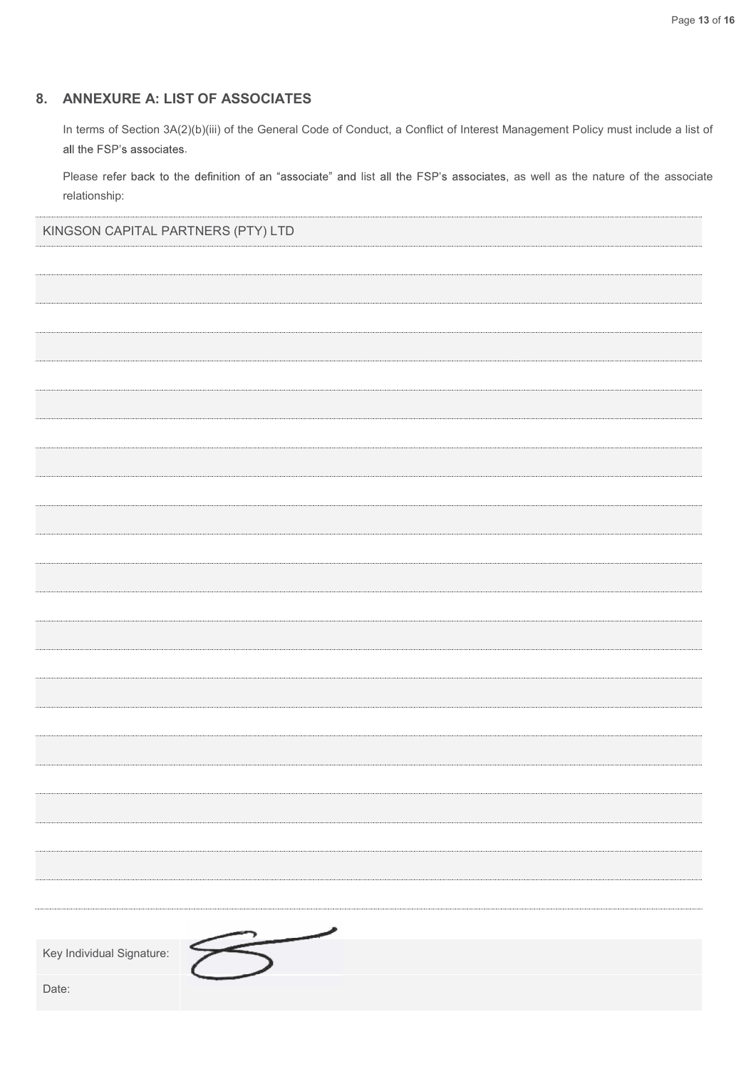## 8. ANNEXURE A: LIST OF ASSOCIATES

In terms of Section 3A(2)(b)(iii) of the General Code of Conduct, a Conflict of Interest Management Policy must include a list of all the FSP's associates.

Please refer back to the definition of an "associate" and list all the FSP's associates, as well as the nature of the associate relationship:

| KINGSON CAPITAL PARTNERS (PTY) LTD |
|---|
| |
| |
| |
| |
| |
| |
| |
| |
| |
| |
| |
| |
| |
| |
| |
| |
| |
| |
| |
| |
| |
| |
| |
| |

| Key Individual Signature: | |
|---|---|
| Date: | |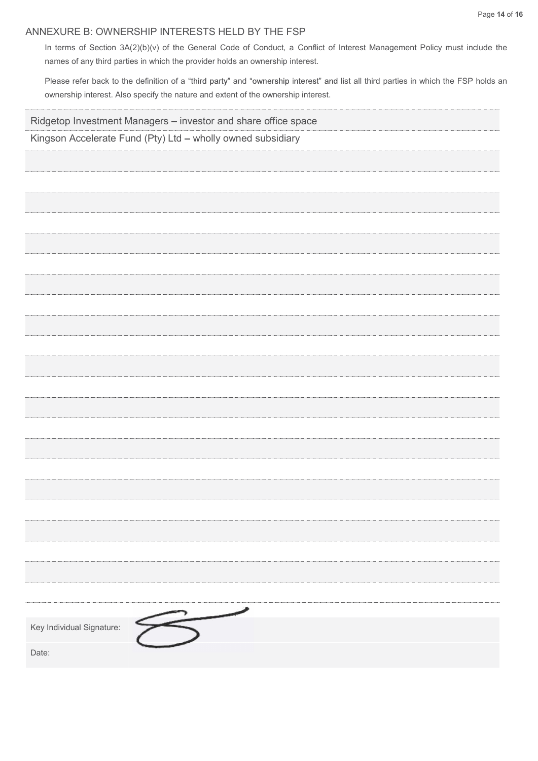## ANNEXURE B: OWNERSHIP INTERESTS HELD BY THE FSP

In terms of Section 3A(2)(b)(v) of the General Code of Conduct, a Conflict of Interest Management Policy must include the names of any third parties in which the provider holds an ownership interest.

Please refer back to the definition of a "third party" and "ownership interest" and list all third parties in which the FSP holds an ownership interest. Also specify the nature and extent of the ownership interest.

Ridgetop Investment Managers – investor and share office space

Kingson Accelerate Fund (Pty) Ltd – wholly owned subsidiary

| | |
|---|---|
| Key Individual Signature: | |
| Date: | |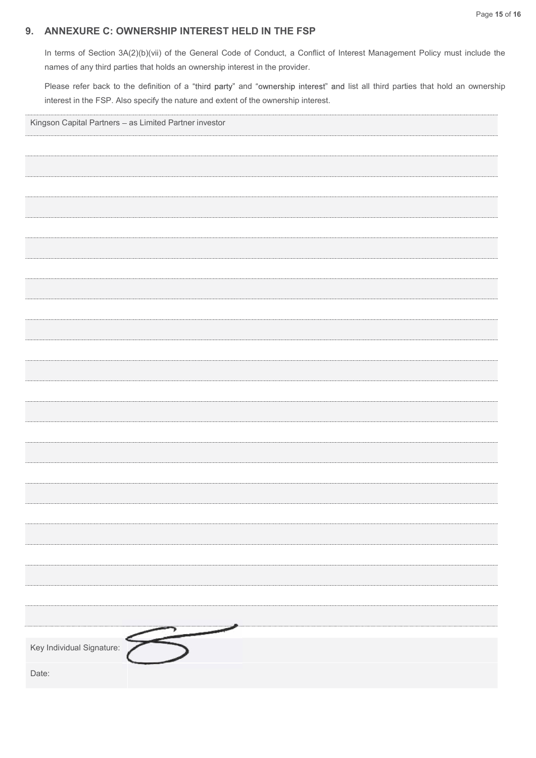## 9. ANNEXURE C: OWNERSHIP INTEREST HELD IN THE FSP

In terms of Section 3A(2)(b)(vii) of the General Code of Conduct, a Conflict of Interest Management Policy must include the names of any third parties that holds an ownership interest in the provider.

Please refer back to the definition of a "third party" and "ownership interest" and list all third parties that hold an ownership interest in the FSP. Also specify the nature and extent of the ownership interest.

Kingson Capital Partners – as Limited Partner investor

| | |
|---|---|
| Key Individual Signature: | |
| Date: | |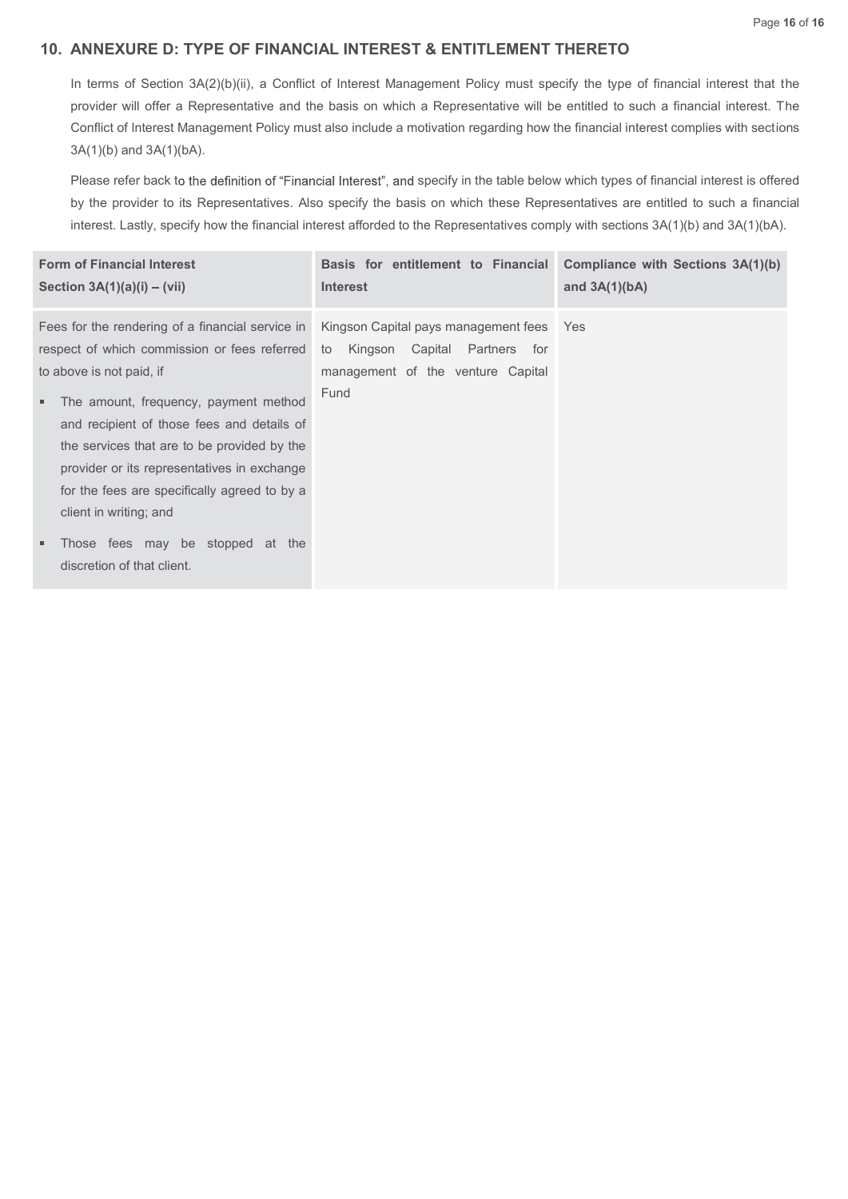## 10. ANNEXURE D: TYPE OF FINANCIAL INTEREST & ENTITLEMENT THERETO

In terms of Section 3A(2)(b)(ii), a Conflict of Interest Management Policy must specify the type of financial interest that the provider will offer a Representative and the basis on which a Representative will be entitled to such a financial interest. The Conflict of Interest Management Policy must also include a motivation regarding how the financial interest complies with sections 3A(1)(b) and 3A(1)(bA).

Please refer back to the definition of "Financial Interest", and specify in the table below which types of financial interest is offered by the provider to its Representatives. Also specify the basis on which these Representatives are entitled to such a financial interest. Lastly, specify how the financial interest afforded to the Representatives comply with sections 3A(1)(b) and 3A(1)(bA).

| Form of Financial Interest Section 3A(1)(a)(i) – (vii) | Basis for entitlement to Financial Interest | Compliance with Sections 3A(1)(b) and 3A(1)(bA) |
|---|---|---|
| Fees for the rendering of a financial service in respect of which commission or fees referred to above is not paid, if <br>▪ The amount, frequency, payment method and recipient of those fees and details of the services that are to be provided by the provider or its representatives in exchange for the fees are specifically agreed to by a client in writing; and <br>▪ Those fees may be stopped at the discretion of that client. | Kingson Capital pays management fees to Kingson Capital Partners for management of the venture Capital Fund | Yes |